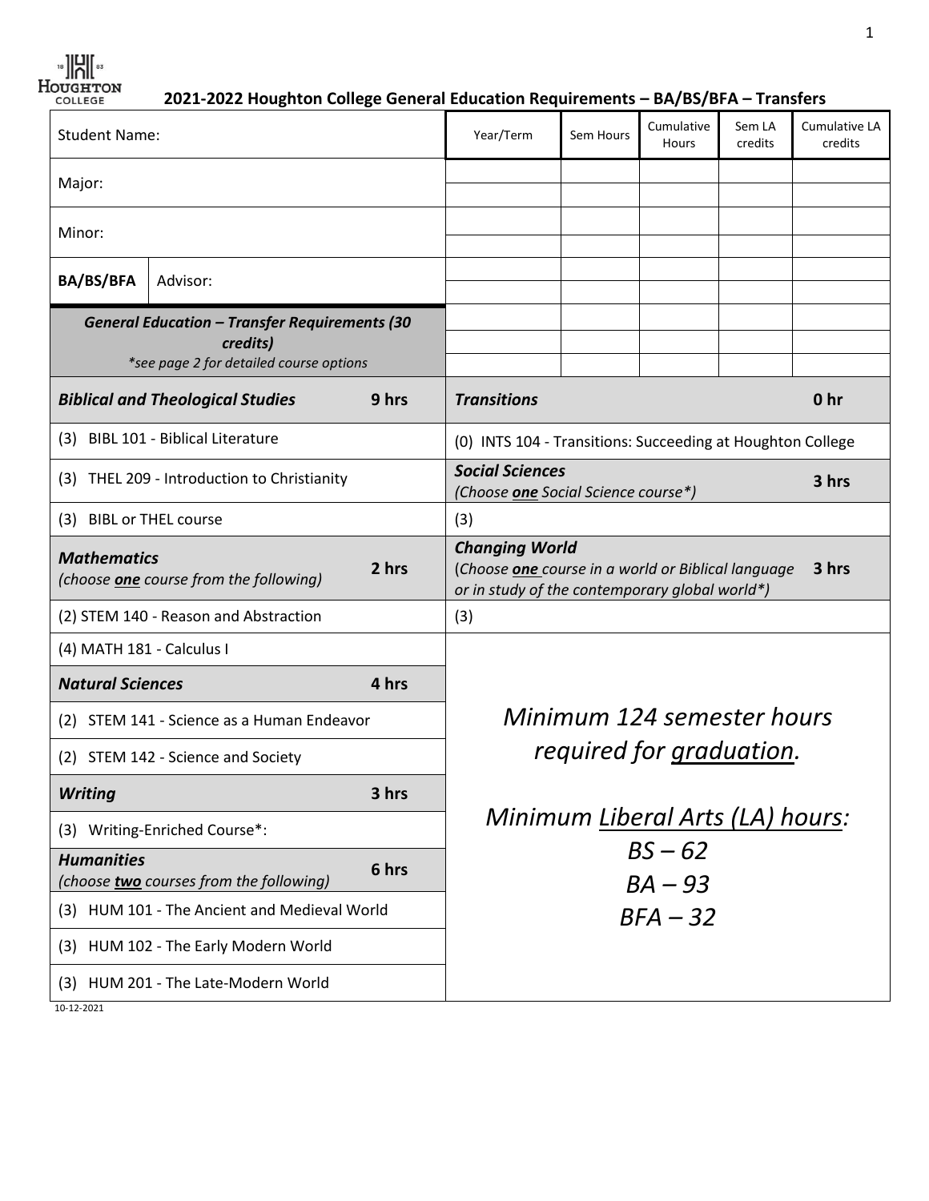# 2021-2022 Houghton College General Education Requirements – BA/BS/BFA – Transfers

| Student Name: | |
|---|---|
| Major: | |
| Minor: | |
| BA/BS/BFA | Advisor: |

| Year/Term | Sem Hours | Cumulative Hours | Sem LA credits | Cumulative LA credits |
|---|---|---|---|---|
| | | | | |
| | | | | |
| | | | | |
| | | | | |
| | | | | |
| | | | | |
| | | | | |
| | | | | |
| | | | | |

***General Education – Transfer Requirements (30 credits)***
*\*see page 2 for detailed course options*

| ***Biblical and Theological Studies*** | **9 hrs** |
|---|---|
| (3) BIBL 101 - Biblical Literature | |
| (3) THEL 209 - Introduction to Christianity | |
| (3) BIBL or THEL course | |
| ***Mathematics*** *(choose **one** course from the following)* | **2 hrs** |
| (2) STEM 140 - Reason and Abstraction | |
| (4) MATH 181 - Calculus I | |
| ***Natural Sciences*** | **4 hrs** |
| (2) STEM 141 - Science as a Human Endeavor | |
| (2) STEM 142 - Science and Society | |
| ***Writing*** | **3 hrs** |
| (3) Writing-Enriched Course*: | |
| ***Humanities*** *(choose **two** courses from the following)* | **6 hrs** |
| (3) HUM 101 - The Ancient and Medieval World | |
| (3) HUM 102 - The Early Modern World | |
| (3) HUM 201 - The Late-Modern World | |

| ***Transitions*** | **0 hr** |
|---|---|
| (0) INTS 104 - Transitions: Succeeding at Houghton College | |
| ***Social Sciences*** *(Choose **one** Social Science course\*)* | **3 hrs** |
| (3) | |
| ***Changing World*** (*Choose **one** course in a world or Biblical language or in study of the contemporary global world\**) | **3 hrs** |
| (3) | |

*Minimum 124 semester hours required for graduation.*

*Minimum Liberal Arts (LA) hours:*
*BS – 62*
*BA – 93*
*BFA – 32*

10-12-2021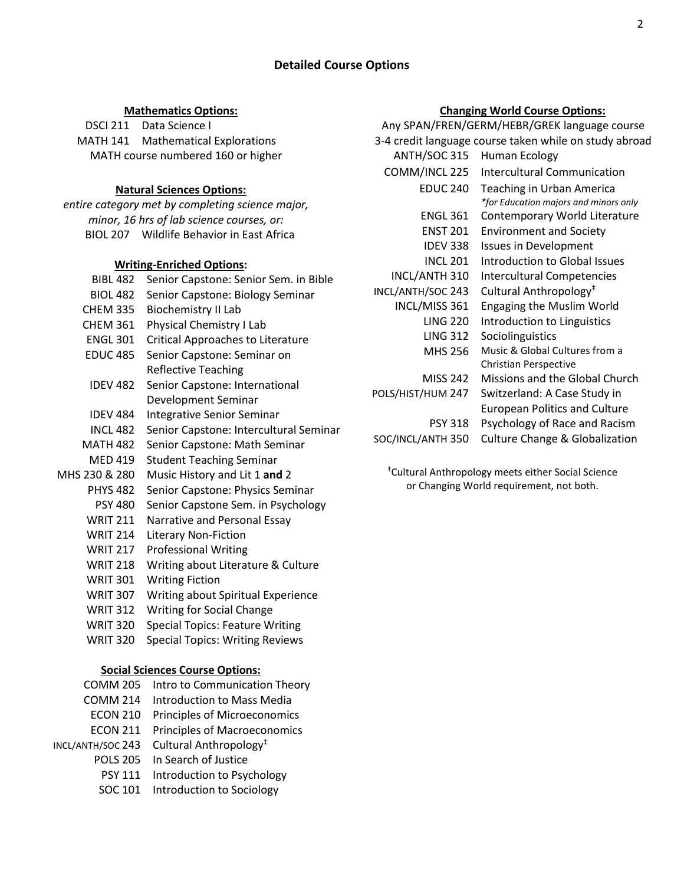## Detailed Course Options

### Mathematics Options:

| | |
|---|---|
| DSCI 211 | Data Science I |
| MATH 141 | Mathematical Explorations |

MATH course numbered 160 or higher

### Natural Sciences Options:

*entire category met by completing science major, minor, 16 hrs of lab science courses, or:*

| | |
|---|---|
| BIOL 207 | Wildlife Behavior in East Africa |

### Writing-Enriched Options:

| | |
|---|---|
| BIBL 482 | Senior Capstone: Senior Sem. in Bible |
| BIOL 482 | Senior Capstone: Biology Seminar |
| CHEM 335 | Biochemistry II Lab |
| CHEM 361 | Physical Chemistry I Lab |
| ENGL 301 | Critical Approaches to Literature |
| EDUC 485 | Senior Capstone: Seminar on Reflective Teaching |
| IDEV 482 | Senior Capstone: International Development Seminar |
| IDEV 484 | Integrative Senior Seminar |
| INCL 482 | Senior Capstone: Intercultural Seminar |
| MATH 482 | Senior Capstone: Math Seminar |
| MED 419 | Student Teaching Seminar |
| MHS 230 & 280 | Music History and Lit 1 **and** 2 |
| PHYS 482 | Senior Capstone: Physics Seminar |
| PSY 480 | Senior Capstone Sem. in Psychology |
| WRIT 211 | Narrative and Personal Essay |
| WRIT 214 | Literary Non-Fiction |
| WRIT 217 | Professional Writing |
| WRIT 218 | Writing about Literature & Culture |
| WRIT 301 | Writing Fiction |
| WRIT 307 | Writing about Spiritual Experience |
| WRIT 312 | Writing for Social Change |
| WRIT 320 | Special Topics: Feature Writing |
| WRIT 320 | Special Topics: Writing Reviews |

### Social Sciences Course Options:

| | |
|---|---|
| COMM 205 | Intro to Communication Theory |
| COMM 214 | Introduction to Mass Media |
| ECON 210 | Principles of Microeconomics |
| ECON 211 | Principles of Macroeconomics |
| INCL/ANTH/SOC 243 | Cultural Anthropology‡ |
| POLS 205 | In Search of Justice |
| PSY 111 | Introduction to Psychology |
| SOC 101 | Introduction to Sociology |

### Changing World Course Options:

Any SPAN/FREN/GERM/HEBR/GREK language course

3-4 credit language course taken while on study abroad

| | |
|---|---|
| ANTH/SOC 315 | Human Ecology |
| COMM/INCL 225 | Intercultural Communication |
| EDUC 240 | Teaching in Urban America *\*for Education majors and minors only* |
| ENGL 361 | Contemporary World Literature |
| ENST 201 | Environment and Society |
| IDEV 338 | Issues in Development |
| INCL 201 | Introduction to Global Issues |
| INCL/ANTH 310 | Intercultural Competencies |
| INCL/ANTH/SOC 243 | Cultural Anthropology‡ |
| INCL/MISS 361 | Engaging the Muslim World |
| LING 220 | Introduction to Linguistics |
| LING 312 | Sociolinguistics |
| MHS 256 | Music & Global Cultures from a Christian Perspective |
| MISS 242 | Missions and the Global Church |
| POLS/HIST/HUM 247 | Switzerland: A Case Study in European Politics and Culture |
| PSY 318 | Psychology of Race and Racism |
| SOC/INCL/ANTH 350 | Culture Change & Globalization |

‡Cultural Anthropology meets either Social Science or Changing World requirement, not both.